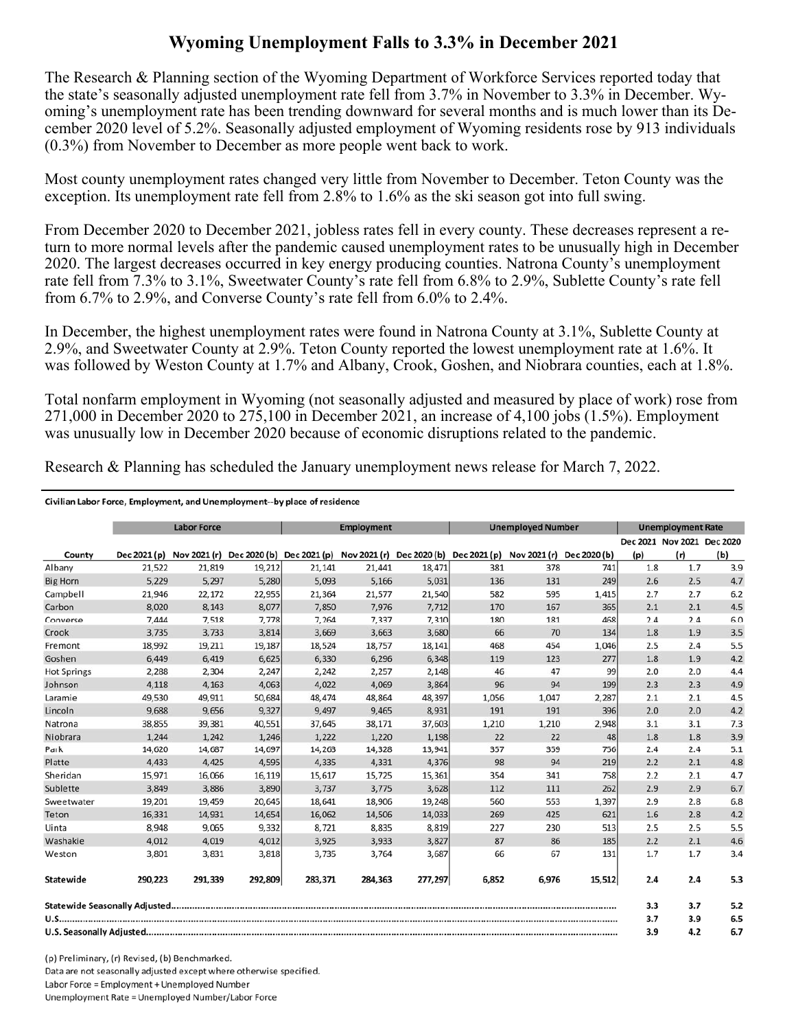# Wyoming Unemployment Falls to 3.3% in December 2021

The Research & Planning section of the Wyoming Department of Workforce Services reported today that the state's seasonally adjusted unemployment rate fell from 3.7% in November to 3.3% in December. Wyoming's unemployment rate has been trending downward for several months and is much lower than its December 2020 level of 5.2%. Seasonally adjusted employment of Wyoming residents rose by 913 individuals (0.3%) from November to December as more people went back to work.

Most county unemployment rates changed very little from November to December. Teton County was the exception. Its unemployment rate fell from 2.8% to 1.6% as the ski season got into full swing.

From December 2020 to December 2021, jobless rates fell in every county. These decreases represent a return to more normal levels after the pandemic caused unemployment rates to be unusually high in December 2020. The largest decreases occurred in key energy producing counties. Natrona County's unemployment rate fell from 7.3% to 3.1%, Sweetwater County's rate fell from 6.8% to 2.9%, Sublette County's rate fell from 6.7% to 2.9%, and Converse County's rate fell from 6.0% to 2.4%.

In December, the highest unemployment rates were found in Natrona County at 3.1%, Sublette County at 2.9%, and Sweetwater County at 2.9%. Teton County reported the lowest unemployment rate at 1.6%. It was followed by Weston County at 1.7% and Albany, Crook, Goshen, and Niobrara counties, each at 1.8%.

Total nonfarm employment in Wyoming (not seasonally adjusted and measured by place of work) rose from 271,000 in December 2020 to 275,100 in December 2021, an increase of 4,100 jobs (1.5%). Employment was unusually low in December 2020 because of economic disruptions related to the pandemic.

Research & Planning has scheduled the January unemployment news release for March 7, 2022.

**Civilian Labor Force, Employment, and Unemployment--by place of residence**

| | Labor Force | | | Employment | | | Unemployed Number | | | Unemployment Rate | | |
|---|---|---|---|---|---|---|---|---|---|---|---|---|
| County | Dec 2021 (p) | Nov 2021 (r) | Dec 2020 (b) | Dec 2021 (p) | Nov 2021 (r) | Dec 2020 (b) | Dec 2021 (p) | Nov 2021 (r) | Dec 2020 (b) | Dec 2021 (p) | Nov 2021 (r) | Dec 2020 (b) |
| Albany | 21,522 | 21,819 | 19,212 | 21,141 | 21,441 | 18,471 | 381 | 378 | 741 | 1.8 | 1.7 | 3.9 |
| Big Horn | 5,229 | 5,297 | 5,280 | 5,093 | 5,166 | 5,031 | 136 | 131 | 249 | 2.6 | 2.5 | 4.7 |
| Campbell | 21,946 | 22,172 | 22,955 | 21,364 | 21,577 | 21,540 | 582 | 595 | 1,415 | 2.7 | 2.7 | 6.2 |
| Carbon | 8,020 | 8,143 | 8,077 | 7,850 | 7,976 | 7,712 | 170 | 167 | 365 | 2.1 | 2.1 | 4.5 |
| Converse | 7,444 | 7,518 | 7,778 | 7,264 | 7,337 | 7,310 | 180 | 181 | 468 | 2.4 | 2.4 | 6.0 |
| Crook | 3,735 | 3,733 | 3,814 | 3,669 | 3,663 | 3,680 | 66 | 70 | 134 | 1.8 | 1.9 | 3.5 |
| Fremont | 18,992 | 19,211 | 19,187 | 18,524 | 18,757 | 18,141 | 468 | 454 | 1,046 | 2.5 | 2.4 | 5.5 |
| Goshen | 6,449 | 6,419 | 6,625 | 6,330 | 6,296 | 6,348 | 119 | 123 | 277 | 1.8 | 1.9 | 4.2 |
| Hot Springs | 2,288 | 2,304 | 2,247 | 2,242 | 2,257 | 2,148 | 46 | 47 | 99 | 2.0 | 2.0 | 4.4 |
| Johnson | 4,118 | 4,163 | 4,063 | 4,022 | 4,069 | 3,864 | 96 | 94 | 199 | 2.3 | 2.3 | 4.9 |
| Laramie | 49,530 | 49,911 | 50,684 | 48,474 | 48,864 | 48,397 | 1,056 | 1,047 | 2,287 | 2.1 | 2.1 | 4.5 |
| Lincoln | 9,688 | 9,656 | 9,327 | 9,497 | 9,465 | 8,931 | 191 | 191 | 396 | 2.0 | 2.0 | 4.2 |
| Natrona | 38,855 | 39,381 | 40,551 | 37,645 | 38,171 | 37,603 | 1,210 | 1,210 | 2,948 | 3.1 | 3.1 | 7.3 |
| Niobrara | 1,244 | 1,242 | 1,246 | 1,222 | 1,220 | 1,198 | 22 | 22 | 48 | 1.8 | 1.8 | 3.9 |
| Park | 14,620 | 14,687 | 14,697 | 14,263 | 14,328 | 13,941 | 357 | 359 | 756 | 2.4 | 2.4 | 5.1 |
| Platte | 4,433 | 4,425 | 4,595 | 4,335 | 4,331 | 4,376 | 98 | 94 | 219 | 2.2 | 2.1 | 4.8 |
| Sheridan | 15,971 | 16,066 | 16,119 | 15,617 | 15,725 | 15,361 | 354 | 341 | 758 | 2.2 | 2.1 | 4.7 |
| Sublette | 3,849 | 3,886 | 3,890 | 3,737 | 3,775 | 3,628 | 112 | 111 | 262 | 2.9 | 2.9 | 6.7 |
| Sweetwater | 19,201 | 19,459 | 20,645 | 18,641 | 18,906 | 19,248 | 560 | 553 | 1,397 | 2.9 | 2.8 | 6.8 |
| Teton | 16,331 | 14,931 | 14,654 | 16,062 | 14,506 | 14,033 | 269 | 425 | 621 | 1.6 | 2.8 | 4.2 |
| Uinta | 8,948 | 9,065 | 9,332 | 8,721 | 8,835 | 8,819 | 227 | 230 | 513 | 2.5 | 2.5 | 5.5 |
| Washakie | 4,012 | 4,019 | 4,012 | 3,925 | 3,933 | 3,827 | 87 | 86 | 185 | 2.2 | 2.1 | 4.6 |
| Weston | 3,801 | 3,831 | 3,818 | 3,735 | 3,764 | 3,687 | 66 | 67 | 131 | 1.7 | 1.7 | 3.4 |
| **Statewide** | **290,223** | **291,339** | **292,809** | **283,371** | **284,363** | **277,297** | **6,852** | **6,976** | **15,512** | **2.4** | **2.4** | **5.3** |
| **Statewide Seasonally Adjusted** | | | | | | | | | | **3.3** | **3.7** | **5.2** |
| **U.S.** | | | | | | | | | | **3.7** | **3.9** | **6.5** |
| **U.S. Seasonally Adjusted** | | | | | | | | | | **3.9** | **4.2** | **6.7** |

(p) Preliminary, (r) Revised, (b) Benchmarked.

Data are not seasonally adjusted except where otherwise specified.

Labor Force = Employment + Unemployed Number

Unemployment Rate = Unemployed Number/Labor Force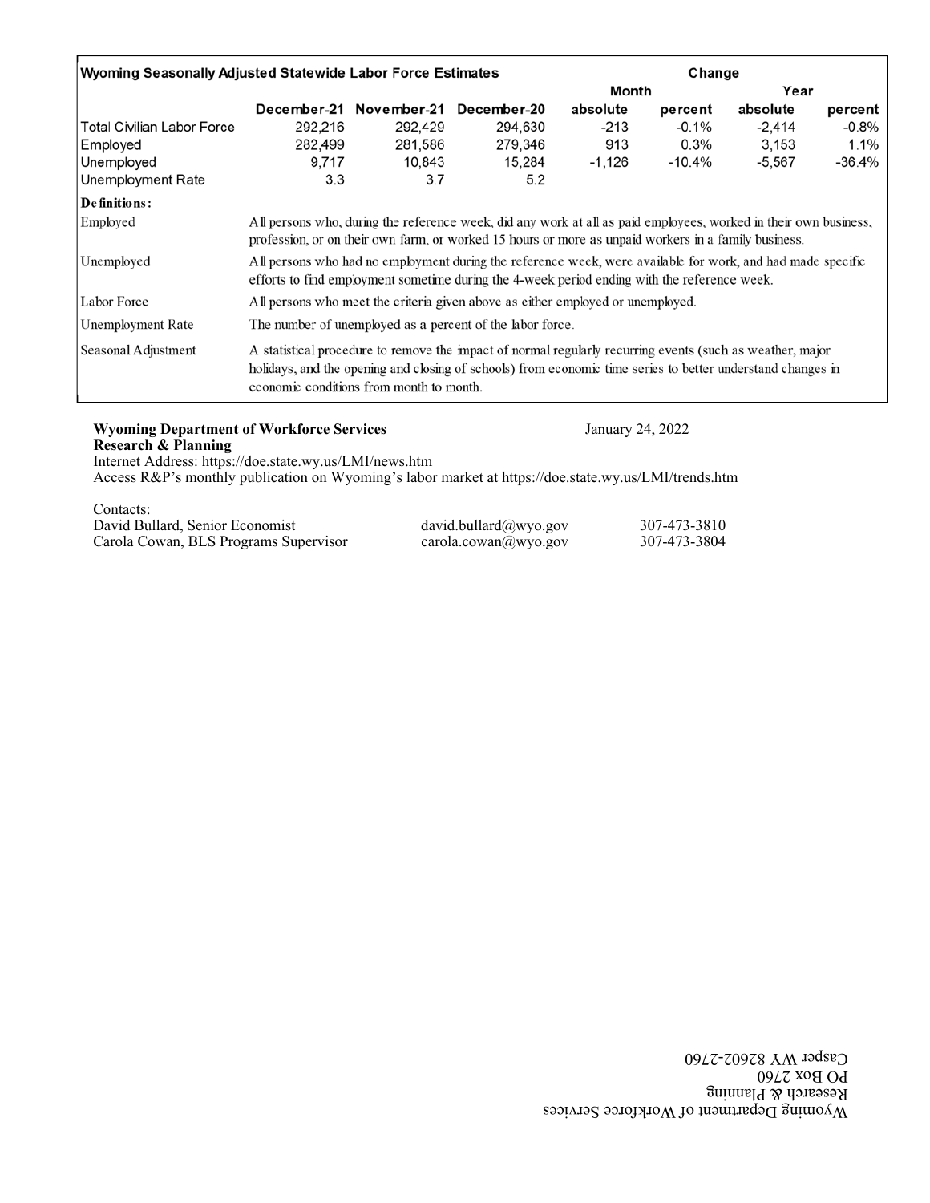| Wyoming Seasonally Adjusted Statewide Labor Force Estimates | | | | Change | | | |
|---|---|---|---|---|---|---|---|
| | | | | Month | | Year | |
| | December-21 | November-21 | December-20 | absolute | percent | absolute | percent |
| Total Civilian Labor Force | 292,216 | 292,429 | 294,630 | -213 | -0.1% | -2,414 | -0.8% |
| Employed | 282,499 | 281,586 | 279,346 | 913 | 0.3% | 3,153 | 1.1% |
| Unemployed | 9,717 | 10,843 | 15,284 | -1,126 | -10.4% | -5,567 | -36.4% |
| Unemployment Rate | 3.3 | 3.7 | 5.2 | | | | |

**Definitions:**

| | |
|---|---|
| Employed | All persons who, during the reference week, did any work at all as paid employees, worked in their own business, profession, or on their own farm, or worked 15 hours or more as unpaid workers in a family business. |
| Unemployed | All persons who had no employment during the reference week, were available for work, and had made specific efforts to find employment sometime during the 4-week period ending with the reference week. |
| Labor Force | All persons who meet the criteria given above as either employed or unemployed. |
| Unemployment Rate | The number of unemployed as a percent of the labor force. |
| Seasonal Adjustment | A statistical procedure to remove the impact of normal regularly recurring events (such as weather, major holidays, and the opening and closing of schools) from economic time series to better understand changes in economic conditions from month to month. |

**Wyoming Department of Workforce Services**
**Research & Planning**

January 24, 2022

Internet Address: https://doe.state.wy.us/LMI/news.htm
Access R&P's monthly publication on Wyoming's labor market at https://doe.state.wy.us/LMI/trends.htm

Contacts:

| | | |
|---|---|---|
| David Bullard, Senior Economist | david.bullard@wyo.gov | 307-473-3810 |
| Carola Cowan, BLS Programs Supervisor | carola.cowan@wyo.gov | 307-473-3804 |

Wyoming Department of Workforce Services
Research & Planning
PO Box 2760
Casper WY 82602-2760